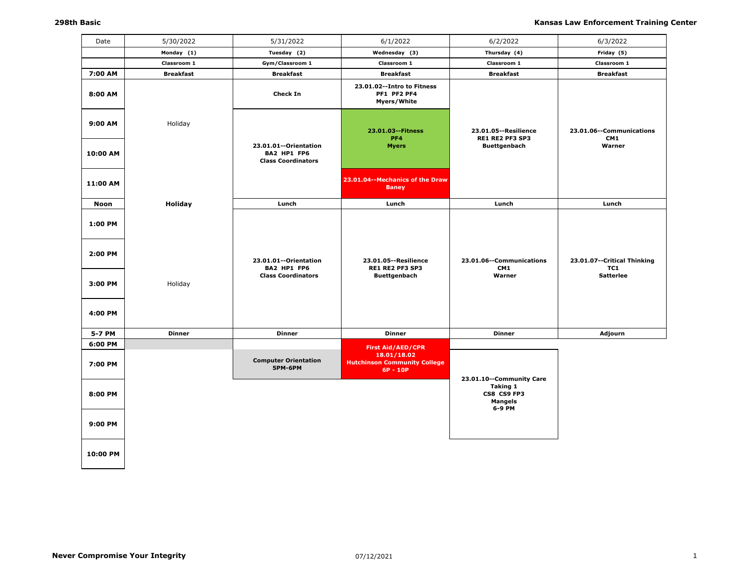**298th Basic** | **Kansas Law Enforcement Training Center**

| Date | 5/30/2022 | 5/31/2022 | 6/1/2022 | 6/2/2022 | 6/3/2022 |
|---|---|---|---|---|---|
| | **Monday (1)** | **Tuesday (2)** | **Wednesday (3)** | **Thursday (4)** | **Friday (5)** |
| | **Classroom 1** | **Gym/Classroom 1** | **Classroom 1** | **Classroom 1** | **Classroom 1** |
| **7:00 AM** | **Breakfast** | **Breakfast** | **Breakfast** | **Breakfast** | **Breakfast** |
| **8:00 AM** | | **Check In** | **23.01.02--Intro to Fitness PF1 PF2 PF4 Myers/White** | | |
| **9:00 AM** | Holiday | **23.01.01--Orientation BA2 HP1 FP6 Class Coordinators** | **23.01.03--Fitness PF4 Myers** | **23.01.05--Resilience RE1 RE2 PF3 SP3 Buettgenbach** | **23.01.06--Communications CM1 Warner** |
| **10:00 AM** | | | | | |
| **11:00 AM** | | | **23.01.04--Mechanics of the Draw Baney** | | |
| **Noon** | **Holiday** | **Lunch** | **Lunch** | **Lunch** | **Lunch** |
| **1:00 PM** | | **23.01.01--Orientation BA2 HP1 FP6 Class Coordinators** | **23.01.05--Resilience RE1 RE2 PF3 SP3 Buettgenbach** | **23.01.06--Communications CM1 Warner** | **23.01.07--Critical Thinking TC1 Satterlee** |
| **2:00 PM** | | | | | |
| **3:00 PM** | Holiday | | | | |
| **4:00 PM** | | | | | |
| **5-7 PM** | **Dinner** | **Dinner** | **Dinner** | **Dinner** | **Adjourn** |
| **6:00 PM** | | | **First Aid/AED/CPR 18.01/18.02 Hutchinson Community College 6P - 10P** | | |
| **7:00 PM** | | **Computer Orientation 5PM-6PM** | | **23.01.10--Community Care Taking 1 CS8 CS9 FP3 Mangels 6-9 PM** | |
| **8:00 PM** | | | | | |
| **9:00 PM** | | | | | |
| **10:00 PM** | | | | | |

**Never Compromise Your Integrity**

07/12/2021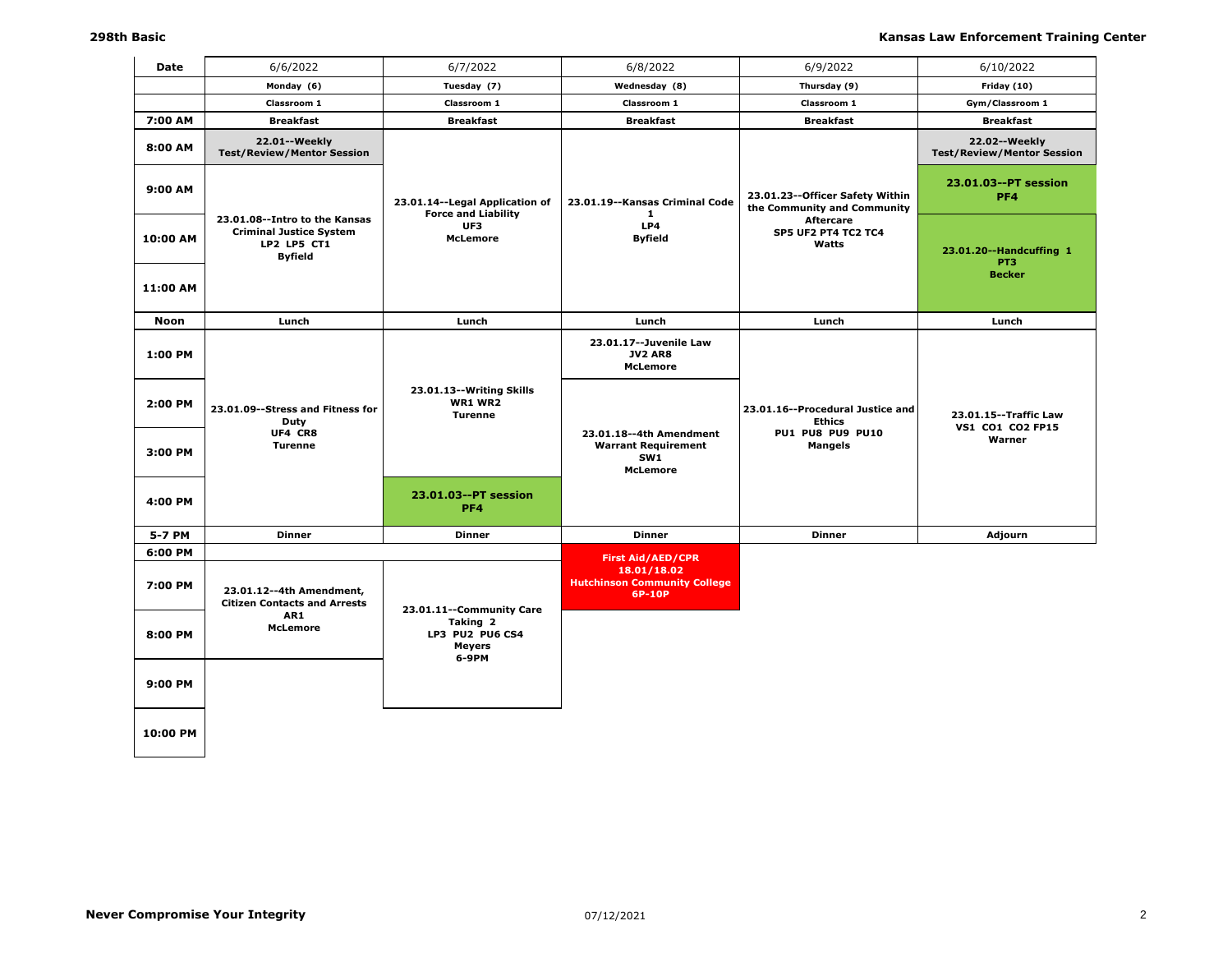| Date | 6/6/2022 | 6/7/2022 | 6/8/2022 | 6/9/2022 | 6/10/2022 |
|---|---|---|---|---|---|
| | Monday (6) | Tuesday (7) | Wednesday (8) | Thursday (9) | Friday (10) |
| | Classroom 1 | Classroom 1 | Classroom 1 | Classroom 1 | Gym/Classroom 1 |
| 7:00 AM | Breakfast | Breakfast | Breakfast | Breakfast | Breakfast |
| 8:00 AM | 22.01--Weekly Test/Review/Mentor Session | 23.01.14--Legal Application of Force and Liability UF3 McLemore | 23.01.19--Kansas Criminal Code 1 LP4 Byfield | 23.01.23--Officer Safety Within the Community and Community Aftercare SP5 UF2 PT4 TC2 TC4 Watts | 22.02--Weekly Test/Review/Mentor Session |
| 9:00 AM | 23.01.08--Intro to the Kansas Criminal Justice System LP2 LP5 CT1 Byfield | | | | 23.01.03--PT session PF4 |
| 10:00 AM | | | | | 23.01.20--Handcuffing 1 PT3 Becker |
| 11:00 AM | | | | | |
| Noon | Lunch | Lunch | Lunch | Lunch | Lunch |
| 1:00 PM | 23.01.09--Stress and Fitness for Duty UF4 CR8 Turenne | 23.01.13--Writing Skills WR1 WR2 Turenne | 23.01.17--Juvenile Law JV2 AR8 McLemore | 23.01.16--Procedural Justice and Ethics PU1 PU8 PU9 PU10 Mangels | 23.01.15--Traffic Law VS1 CO1 CO2 FP15 Warner |
| 2:00 PM | | | 23.01.18--4th Amendment Warrant Requirement SW1 McLemore | | |
| 3:00 PM | | | | | |
| 4:00 PM | | 23.01.03--PT session PF4 | | | |
| 5-7 PM | Dinner | Dinner | Dinner | Dinner | Adjourn |
| 6:00 PM | | 23.01.11--Community Care Taking 2 LP3 PU2 PU6 CS4 Meyers 6-9PM | First Aid/AED/CPR 18.01/18.02 Hutchinson Community College 6P-10P | | |
| 7:00 PM | 23.01.12--4th Amendment, Citizen Contacts and Arrests AR1 McLemore | | | | |
| 8:00 PM | | | | | |
| 9:00 PM | | | | | |
| 10:00 PM | | | | | |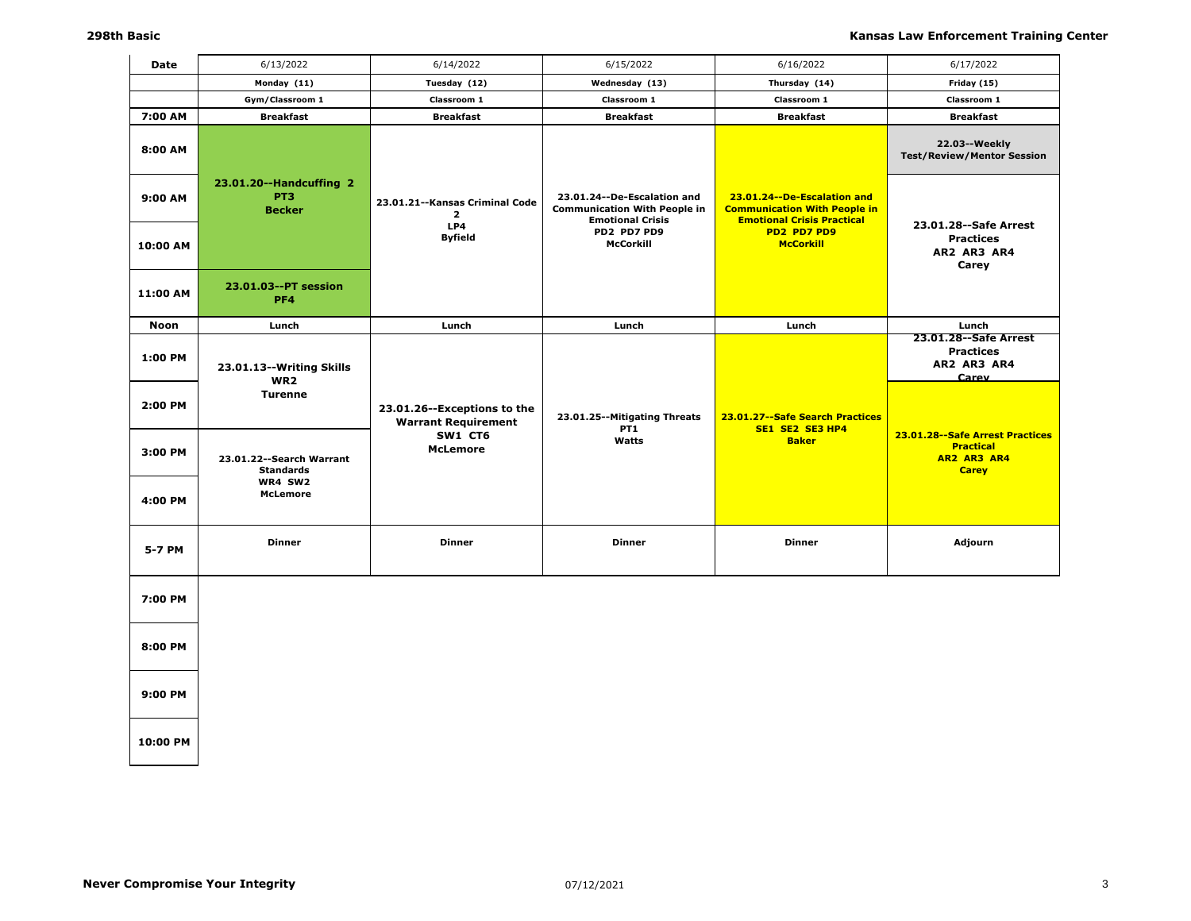| Date | 6/13/2022 | 6/14/2022 | 6/15/2022 | 6/16/2022 | 6/17/2022 |
|---|---|---|---|---|---|
| | Monday (11) | Tuesday (12) | Wednesday (13) | Thursday (14) | Friday (15) |
| | Gym/Classroom 1 | Classroom 1 | Classroom 1 | Classroom 1 | Classroom 1 |
| 7:00 AM | Breakfast | Breakfast | Breakfast | Breakfast | Breakfast |
| 8:00 AM | **23.01.20--Handcuffing 2** **PT3** **Becker** | 23.01.21--Kansas Criminal Code 2 LP4 Byfield | 23.01.24--De-Escalation and Communication With People in Emotional Crisis PD2 PD7 PD9 McCorkill | 23.01.24--De-Escalation and Communication With People in Emotional Crisis Practical PD2 PD7 PD9 McCorkill | 22.03--Weekly Test/Review/Mentor Session |
| 9:00 AM | | | | | **23.01.28--Safe Arrest Practices** **AR2 AR3 AR4** **Carey** |
| 10:00 AM | | | | | |
| 11:00 AM | **23.01.03--PT session** **PF4** | | | | |
| Noon | Lunch | Lunch | Lunch | Lunch | Lunch |
| 1:00 PM | **23.01.13--Writing Skills** **WR2** **Turenne** | **23.01.26--Exceptions to the Warrant Requirement** **SW1 CT6** **McLemore** | 23.01.25--Mitigating Threats PT1 Watts | 23.01.27--Safe Search Practices SE1 SE2 SE3 HP4 Baker | **23.01.28--Safe Arrest Practices** **AR2 AR3 AR4** **Carey** |
| 2:00 PM | | | | | 23.01.28--Safe Arrest Practices Practical AR2 AR3 AR4 Carey |
| 3:00 PM | 23.01.22--Search Warrant Standards WR4 SW2 McLemore | | | | |
| 4:00 PM | | | | | |
| 5-7 PM | Dinner | Dinner | Dinner | Dinner | Adjourn |
| 7:00 PM | | | | | |
| 8:00 PM | | | | | |
| 9:00 PM | | | | | |
| 10:00 PM | | | | | |

**Never Compromise Your Integrity** 07/12/2021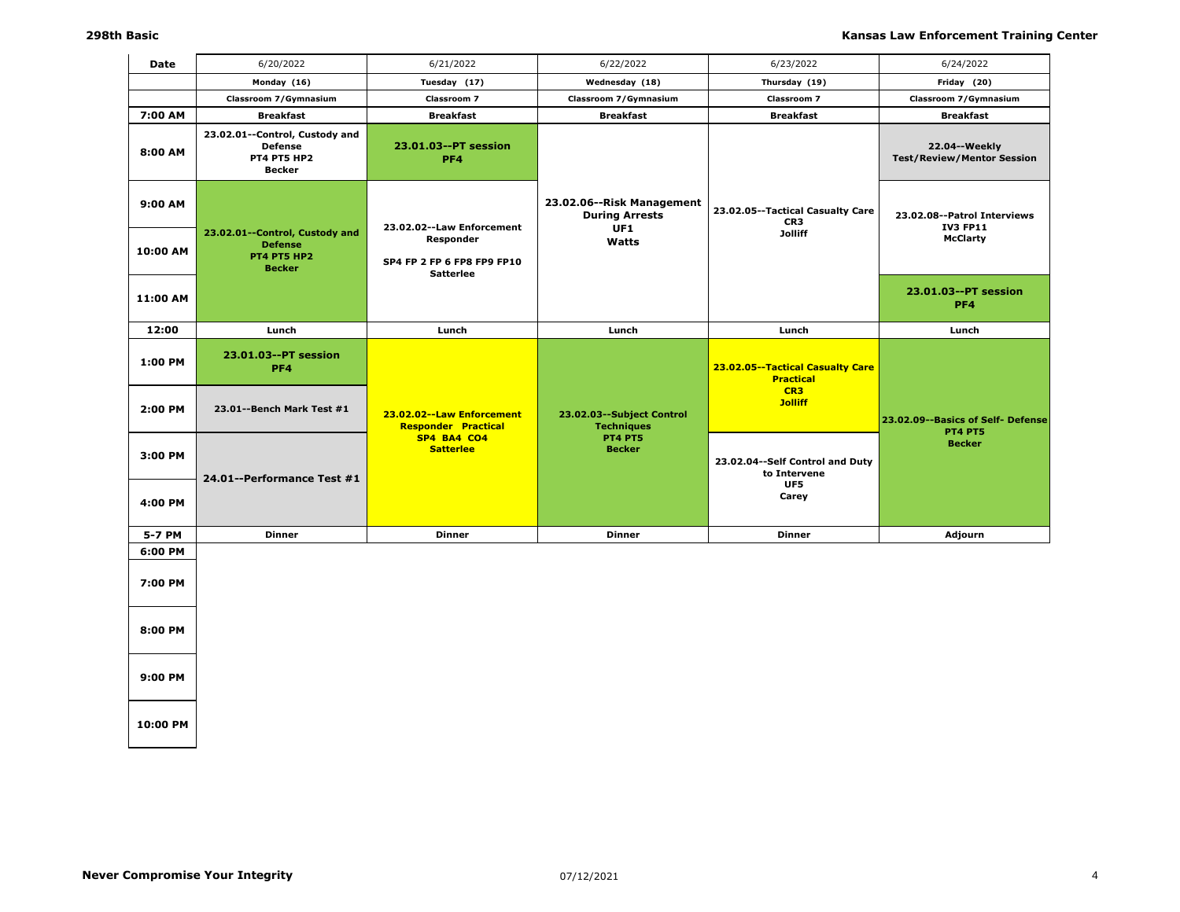| Date | 6/20/2022 | 6/21/2022 | 6/22/2022 | 6/23/2022 | 6/24/2022 |
|---|---|---|---|---|---|
| | Monday (16) | Tuesday (17) | Wednesday (18) | Thursday (19) | Friday (20) |
| | Classroom 7/Gymnasium | Classroom 7 | Classroom 7/Gymnasium | Classroom 7 | Classroom 7/Gymnasium |
| 7:00 AM | Breakfast | Breakfast | Breakfast | Breakfast | Breakfast |
| 8:00 AM | 23.02.01--Control, Custody and Defense PT4 PT5 HP2 Becker | 23.01.03--PT session PF4 | 23.02.06--Risk Management During Arrests UF1 Watts | 23.02.05--Tactical Casualty Care CR3 Jolliff | 22.04--Weekly Test/Review/Mentor Session |
| 9:00 AM | 23.02.01--Control, Custody and Defense PT4 PT5 HP2 Becker | 23.02.02--Law Enforcement Responder SP4 FP 2 FP 6 FP8 FP9 FP10 Satterlee | | | 23.02.08--Patrol Interviews IV3 FP11 McClarty |
| 10:00 AM | | | | | |
| 11:00 AM | | | | | 23.01.03--PT session PF4 |
| 12:00 | Lunch | Lunch | Lunch | Lunch | Lunch |
| 1:00 PM | 23.01.03--PT session PF4 | 23.02.02--Law Enforcement Responder Practical SP4 BA4 CO4 Satterlee | 23.02.03--Subject Control Techniques PT4 PT5 Becker | 23.02.05--Tactical Casualty Care Practical CR3 Jolliff | 23.02.09--Basics of Self- Defense PT4 PT5 Becker |
| 2:00 PM | 23.01--Bench Mark Test #1 | | | | |
| 3:00 PM | 24.01--Performance Test #1 | | | 23.02.04--Self Control and Duty to Intervene UF5 Carey | |
| 4:00 PM | | | | | |
| 5-7 PM | Dinner | Dinner | Dinner | Dinner | Adjourn |
| 6:00 PM | | | | | |
| 7:00 PM | | | | | |
| 8:00 PM | | | | | |
| 9:00 PM | | | | | |
| 10:00 PM | | | | | |

**Never Compromise Your Integrity**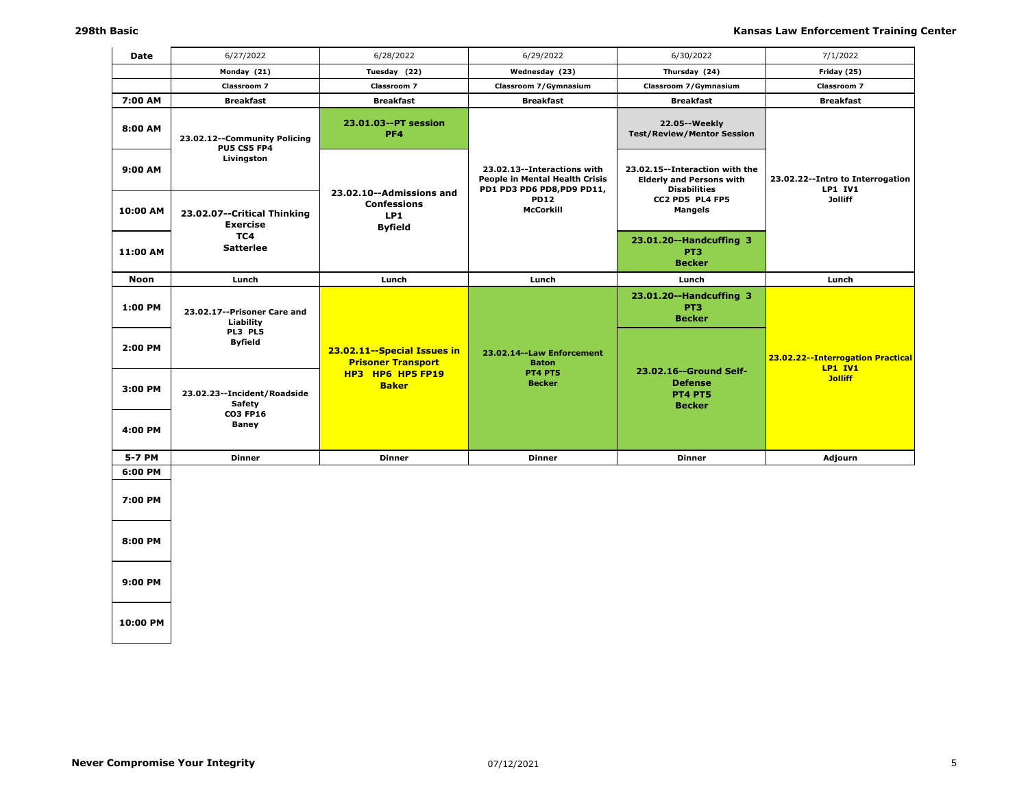| Date | 6/27/2022 | 6/28/2022 | 6/29/2022 | 6/30/2022 | 7/1/2022 |
|---|---|---|---|---|---|
| | Monday (21) | Tuesday (22) | Wednesday (23) | Thursday (24) | Friday (25) |
| | Classroom 7 | Classroom 7 | Classroom 7/Gymnasium | Classroom 7/Gymnasium | Classroom 7 |
| 7:00 AM | Breakfast | Breakfast | Breakfast | Breakfast | Breakfast |
| 8:00 AM | 23.02.12--Community Policing PU5 CS5 FP4 Livingston | 23.01.03--PT session PF4 | 23.02.13--Interactions with People in Mental Health Crisis PD1 PD3 PD6 PD8,PD9 PD11, PD12 McCorkill | 22.05--Weekly Test/Review/Mentor Session | 23.02.22--Intro to Interrogation LP1 IV1 Jolliff |
| 9:00 AM | | 23.02.10--Admissions and Confessions LP1 Byfield | | 23.02.15--Interaction with the Elderly and Persons with Disabilities CC2 PD5 PL4 FP5 Mangels | |
| 10:00 AM | 23.02.07--Critical Thinking Exercise TC4 Satterlee | | | | |
| 11:00 AM | | | | 23.01.20--Handcuffing 3 PT3 Becker | |
| Noon | Lunch | Lunch | Lunch | Lunch | Lunch |
| 1:00 PM | 23.02.17--Prisoner Care and Liability PL3 PL5 Byfield | 23.02.11--Special Issues in Prisoner Transport HP3 HP6 HP5 FP19 Baker | 23.02.14--Law Enforcement Baton PT4 PT5 Becker | 23.01.20--Handcuffing 3 PT3 Becker | 23.02.22--Interrogation Practical LP1 IV1 Jolliff |
| 2:00 PM | | | | 23.02.16--Ground Self-Defense PT4 PT5 Becker | |
| 3:00 PM | 23.02.23--Incident/Roadside Safety CO3 FP16 Baney | | | | |
| 4:00 PM | | | | | |
| 5-7 PM | Dinner | Dinner | Dinner | Dinner | Adjourn |
| 6:00 PM | | | | | |
| 7:00 PM | | | | | |
| 8:00 PM | | | | | |
| 9:00 PM | | | | | |
| 10:00 PM | | | | | |

**Never Compromise Your Integrity**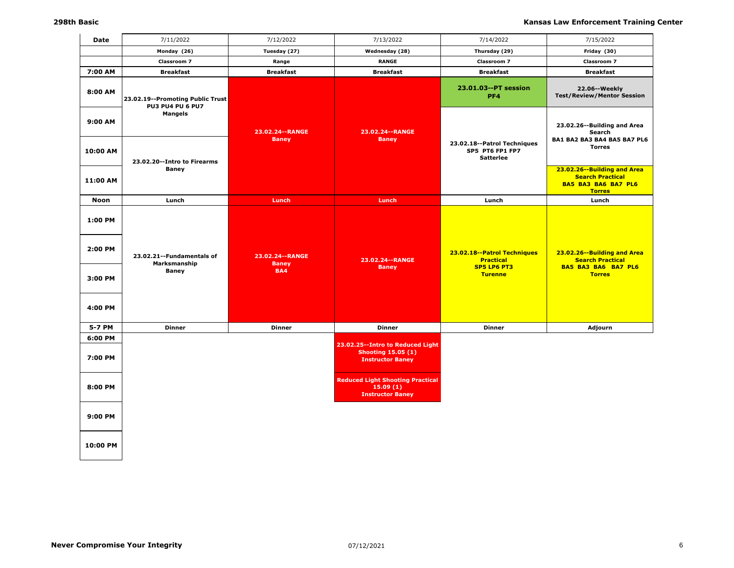| Date | 7/11/2022 | 7/12/2022 | 7/13/2022 | 7/14/2022 | 7/15/2022 |
|---|---|---|---|---|---|
| | Monday (26) | Tuesday (27) | Wednesday (28) | Thursday (29) | Friday (30) |
| | Classroom 7 | Range | RANGE | Classroom 7 | Classroom 7 |
| **7:00 AM** | Breakfast | Breakfast | Breakfast | Breakfast | Breakfast |
| **8:00 AM** | 23.02.19--Promoting Public Trust PU3 PU4 PU 6 PU7 Mangels | 23.02.24--RANGE Baney | 23.02.24--RANGE Baney | 23.01.03--PT session PF4 | 22.06--Weekly Test/Review/Mentor Session |
| **9:00 AM** | | | | 23.02.18--Patrol Techniques SP5 PT6 FP1 FP7 Satterlee | 23.02.26--Building and Area Search BA1 BA2 BA3 BA4 BA5 BA7 PL6 Torres |
| **10:00 AM** | 23.02.20--Intro to Firearms Baney | | | | |
| **11:00 AM** | | | | | 23.02.26--Building and Area Search Practical BA5 BA3 BA6 BA7 PL6 Torres |
| **Noon** | Lunch | Lunch | Lunch | Lunch | Lunch |
| **1:00 PM** | 23.02.21--Fundamentals of Marksmanship Baney | 23.02.24--RANGE Baney BA4 | 23.02.24--RANGE Baney | 23.02.18--Patrol Techniques Practical SP5 LP6 PT3 Turenne | 23.02.26--Building and Area Search Practical BA5 BA3 BA6 BA7 PL6 Torres |
| **2:00 PM** | | | | | |
| **3:00 PM** | | | | | |
| **4:00 PM** | | | | | |
| **5-7 PM** | Dinner | Dinner | Dinner | Dinner | Adjourn |
| **6:00 PM** | | | 23.02.25--Intro to Reduced Light Shooting 15.05 (1) Instructor Baney | | |
| **7:00 PM** | | | | | |
| **8:00 PM** | | | Reduced Light Shooting Practical 15.09 (1) Instructor Baney | | |
| **9:00 PM** | | | | | |
| **10:00 PM** | | | | | |

**Never Compromise Your Integrity**

07/12/2021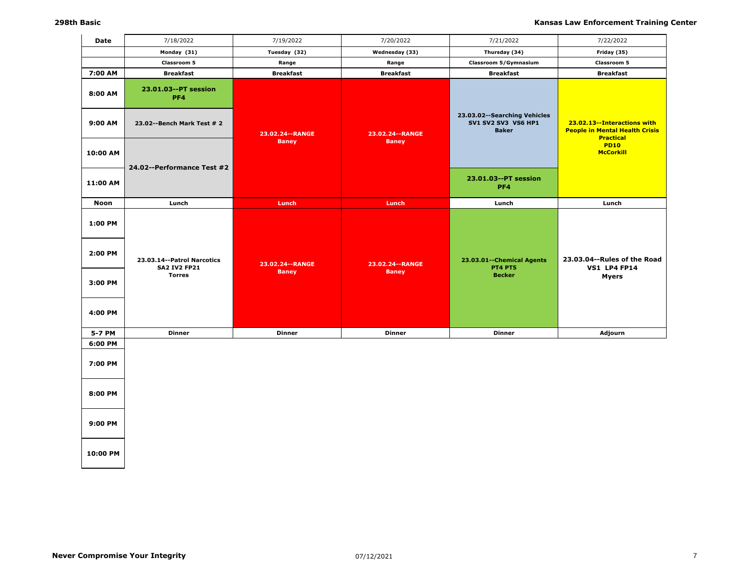**298th Basic** | **Kansas Law Enforcement Training Center**

| Date | 7/18/2022 | 7/19/2022 | 7/20/2022 | 7/21/2022 | 7/22/2022 |
|---|---|---|---|---|---|
| | Monday (31) | Tuesday (32) | Wednesday (33) | Thursday (34) | Friday (35) |
| | Classroom 5 | Range | Range | Classroom 5/Gymnasium | Classroom 5 |
| 7:00 AM | Breakfast | Breakfast | Breakfast | Breakfast | Breakfast |
| 8:00 AM | 23.01.03--PT session PF4 | 23.02.24--RANGE Baney | 23.02.24--RANGE Baney | 23.03.02--Searching Vehicles SV1 SV2 SV3 VS6 HP1 Baker | 23.02.13--Interactions with People in Mental Health Crisis Practical PD10 McCorkill |
| 9:00 AM | 23.02--Bench Mark Test # 2 | | | | |
| 10:00 AM | 24.02--Performance Test #2 | | | | |
| 11:00 AM | | | | 23.01.03--PT session PF4 | |
| Noon | Lunch | Lunch | Lunch | Lunch | Lunch |
| 1:00 PM | 23.03.14--Patrol Narcotics SA2 IV2 FP21 Torres | 23.02.24--RANGE Baney | 23.02.24--RANGE Baney | 23.03.01--Chemical Agents PT4 PT5 Becker | 23.03.04--Rules of the Road VS1 LP4 FP14 Myers |
| 2:00 PM | | | | | |
| 3:00 PM | | | | | |
| 4:00 PM | | | | | |
| 5-7 PM | Dinner | Dinner | Dinner | Dinner | Adjourn |
| 6:00 PM | | | | | |
| 7:00 PM | | | | | |
| 8:00 PM | | | | | |
| 9:00 PM | | | | | |
| 10:00 PM | | | | | |

**Never Compromise Your Integrity** 07/12/2021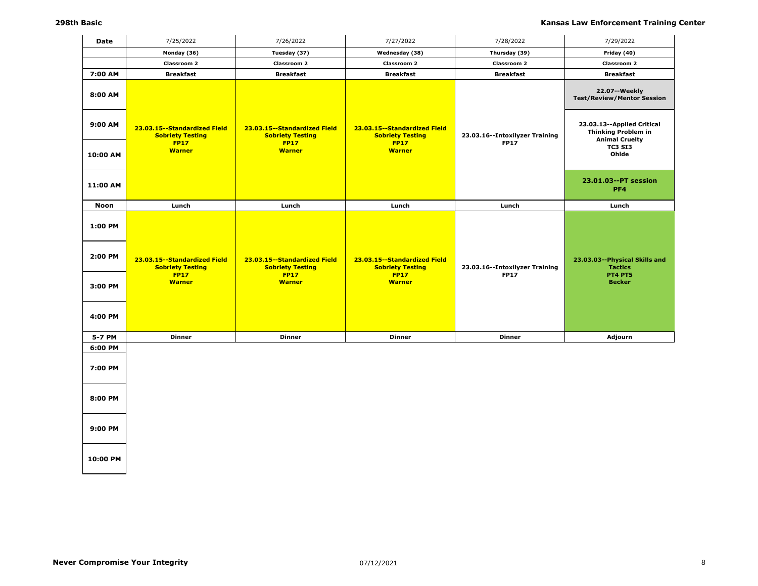| Date | 7/25/2022 | 7/26/2022 | 7/27/2022 | 7/28/2022 | 7/29/2022 |
|---|---|---|---|---|---|
| | Monday (36) | Tuesday (37) | Wednesday (38) | Thursday (39) | Friday (40) |
| | Classroom 2 | Classroom 2 | Classroom 2 | Classroom 2 | Classroom 2 |
| 7:00 AM | Breakfast | Breakfast | Breakfast | Breakfast | Breakfast |
| 8:00 AM | 23.03.15--Standardized Field Sobriety Testing FP17 Warner | 23.03.15--Standardized Field Sobriety Testing FP17 Warner | 23.03.15--Standardized Field Sobriety Testing FP17 Warner | 23.03.16--Intoxilyzer Training FP17 | 22.07--Weekly Test/Review/Mentor Session |
| 9:00 AM | | | | | 23.03.13--Applied Critical Thinking Problem in Animal Cruelty TC3 SI3 Ohlde |
| 10:00 AM | | | | | |
| 11:00 AM | | | | | 23.01.03--PT session PF4 |
| Noon | Lunch | Lunch | Lunch | Lunch | Lunch |
| 1:00 PM | 23.03.15--Standardized Field Sobriety Testing FP17 Warner | 23.03.15--Standardized Field Sobriety Testing FP17 Warner | 23.03.15--Standardized Field Sobriety Testing FP17 Warner | 23.03.16--Intoxilyzer Training FP17 | 23.03.03--Physical Skills and Tactics PT4 PT5 Becker |
| 2:00 PM | | | | | |
| 3:00 PM | | | | | |
| 4:00 PM | | | | | |
| 5-7 PM | Dinner | Dinner | Dinner | Dinner | Adjourn |
| 6:00 PM | | | | | |
| 7:00 PM | | | | | |
| 8:00 PM | | | | | |
| 9:00 PM | | | | | |
| 10:00 PM | | | | | |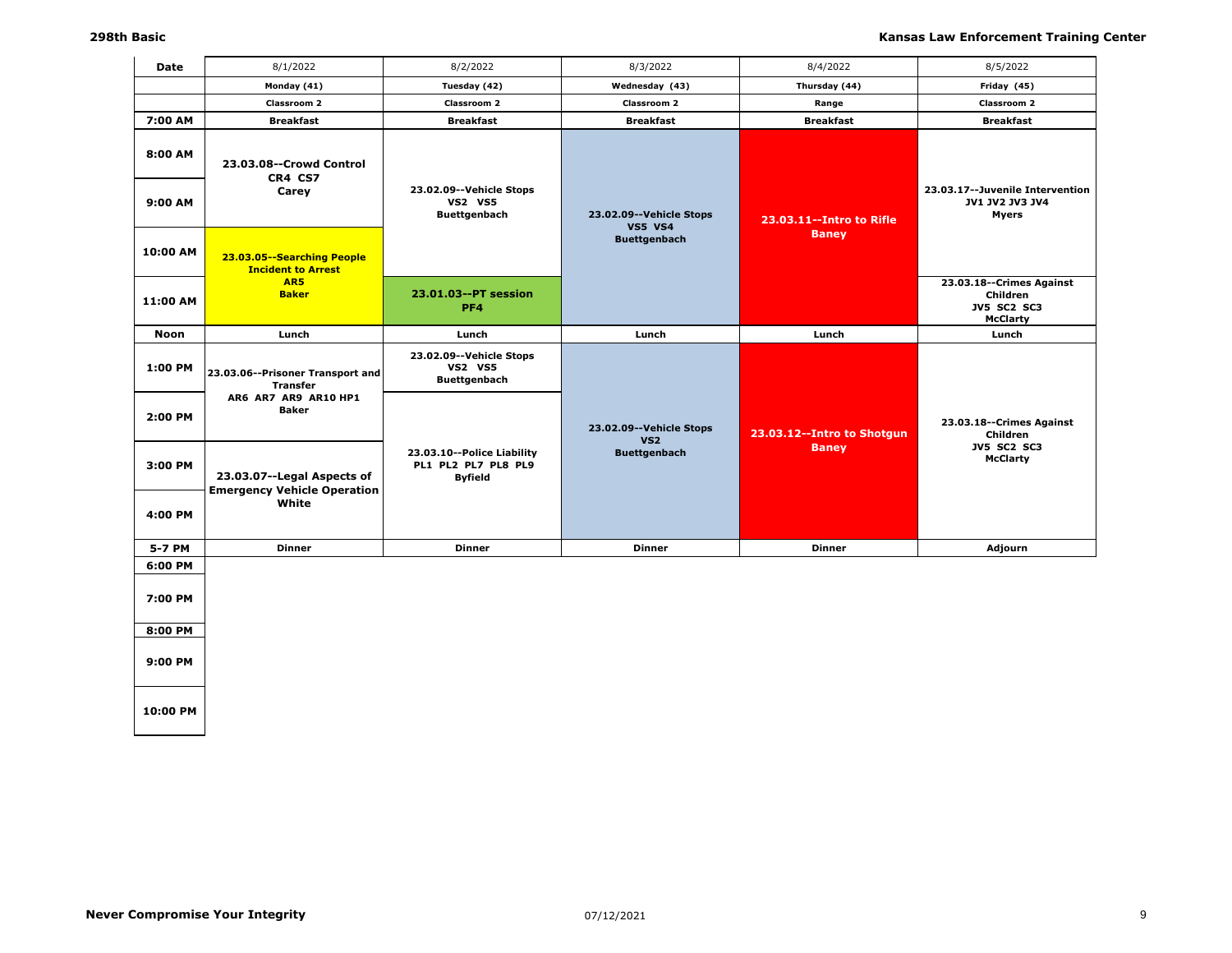| Date | 8/1/2022 | 8/2/2022 | 8/3/2022 | 8/4/2022 | 8/5/2022 |
|---|---|---|---|---|---|
| | Monday (41) | Tuesday (42) | Wednesday (43) | Thursday (44) | Friday (45) |
| | Classroom 2 | Classroom 2 | Classroom 2 | Range | Classroom 2 |
| 7:00 AM | Breakfast | Breakfast | Breakfast | Breakfast | Breakfast |
| 8:00 AM | 23.03.08--Crowd Control CR4 CS7 Carey | 23.02.09--Vehicle Stops VS2 VS5 Buettgenbach | 23.02.09--Vehicle Stops VS5 VS4 Buettgenbach | 23.03.11--Intro to Rifle Baney | 23.03.17--Juvenile Intervention JV1 JV2 JV3 JV4 Myers |
| 9:00 AM | | | | | |
| 10:00 AM | 23.03.05--Searching People Incident to Arrest AR5 Baker | | | | |
| 11:00 AM | | 23.01.03--PT session PF4 | | | 23.03.18--Crimes Against Children JV5 SC2 SC3 McClarty |
| Noon | Lunch | Lunch | Lunch | Lunch | Lunch |
| 1:00 PM | 23.03.06--Prisoner Transport and Transfer AR6 AR7 AR9 AR10 HP1 Baker | 23.02.09--Vehicle Stops VS2 VS5 Buettgenbach | 23.02.09--Vehicle Stops VS2 Buettgenbach | 23.03.12--Intro to Shotgun Baney | 23.03.18--Crimes Against Children JV5 SC2 SC3 McClarty |
| 2:00 PM | | 23.03.10--Police Liability PL1 PL2 PL7 PL8 PL9 Byfield | | | |
| 3:00 PM | 23.03.07--Legal Aspects of Emergency Vehicle Operation White | | | | |
| 4:00 PM | | | | | |
| 5-7 PM | Dinner | Dinner | Dinner | Dinner | Adjourn |
| 6:00 PM | | | | | |
| 7:00 PM | | | | | |
| 8:00 PM | | | | | |
| 9:00 PM | | | | | |
| 10:00 PM | | | | | |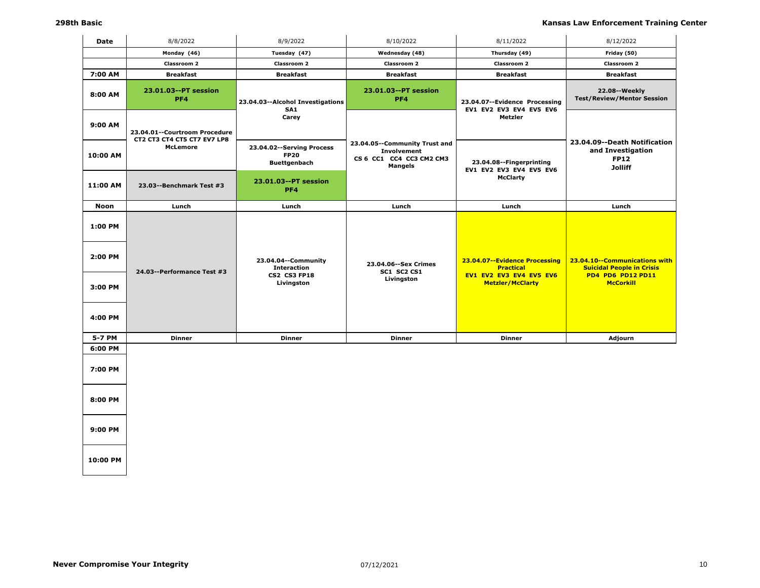| Date | 8/8/2022 | 8/9/2022 | 8/10/2022 | 8/11/2022 | 8/12/2022 |
|---|---|---|---|---|---|
| | Monday (46) | Tuesday (47) | Wednesday (48) | Thursday (49) | Friday (50) |
| | Classroom 2 | Classroom 2 | Classroom 2 | Classroom 2 | Classroom 2 |
| 7:00 AM | Breakfast | Breakfast | Breakfast | Breakfast | Breakfast |
| 8:00 AM | 23.01.03--PT session PF4 | 23.04.03--Alcohol Investigations SA1 Carey | 23.01.03--PT session PF4 | 23.04.07--Evidence Processing EV1 EV2 EV3 EV4 EV5 EV6 Metzler | 22.08--Weekly Test/Review/Mentor Session |
| 9:00 AM | 23.04.01--Courtroom Procedure CT2 CT3 CT4 CT5 CT7 EV7 LP8 McLemore | | 23.04.05--Community Trust and Involvement CS 6 CC1 CC4 CC3 CM2 CM3 Mangels | | 23.04.09--Death Notification and Investigation FP12 Jolliff |
| 10:00 AM | | 23.04.02--Serving Process FP20 Buettgenbach | | 23.04.08--Fingerprinting EV1 EV2 EV3 EV4 EV5 EV6 McClarty | |
| 11:00 AM | 23.03--Benchmark Test #3 | 23.01.03--PT session PF4 | | | |
| Noon | Lunch | Lunch | Lunch | Lunch | Lunch |
| 1:00 PM | 24.03--Performance Test #3 | 23.04.04--Community Interaction CS2 CS3 FP18 Livingston | 23.04.06--Sex Crimes SC1 SC2 CS1 Livingston | 23.04.07--Evidence Processing Practical EV1 EV2 EV3 EV4 EV5 EV6 Metzler/McClarty | 23.04.10--Communications with Suicidal People in Crisis PD4 PD6 PD12 PD11 McCorkill |
| 2:00 PM | | | | | |
| 3:00 PM | | | | | |
| 4:00 PM | | | | | |
| 5-7 PM | Dinner | Dinner | Dinner | Dinner | Adjourn |
| 6:00 PM | | | | | |
| 7:00 PM | | | | | |
| 8:00 PM | | | | | |
| 9:00 PM | | | | | |
| 10:00 PM | | | | | |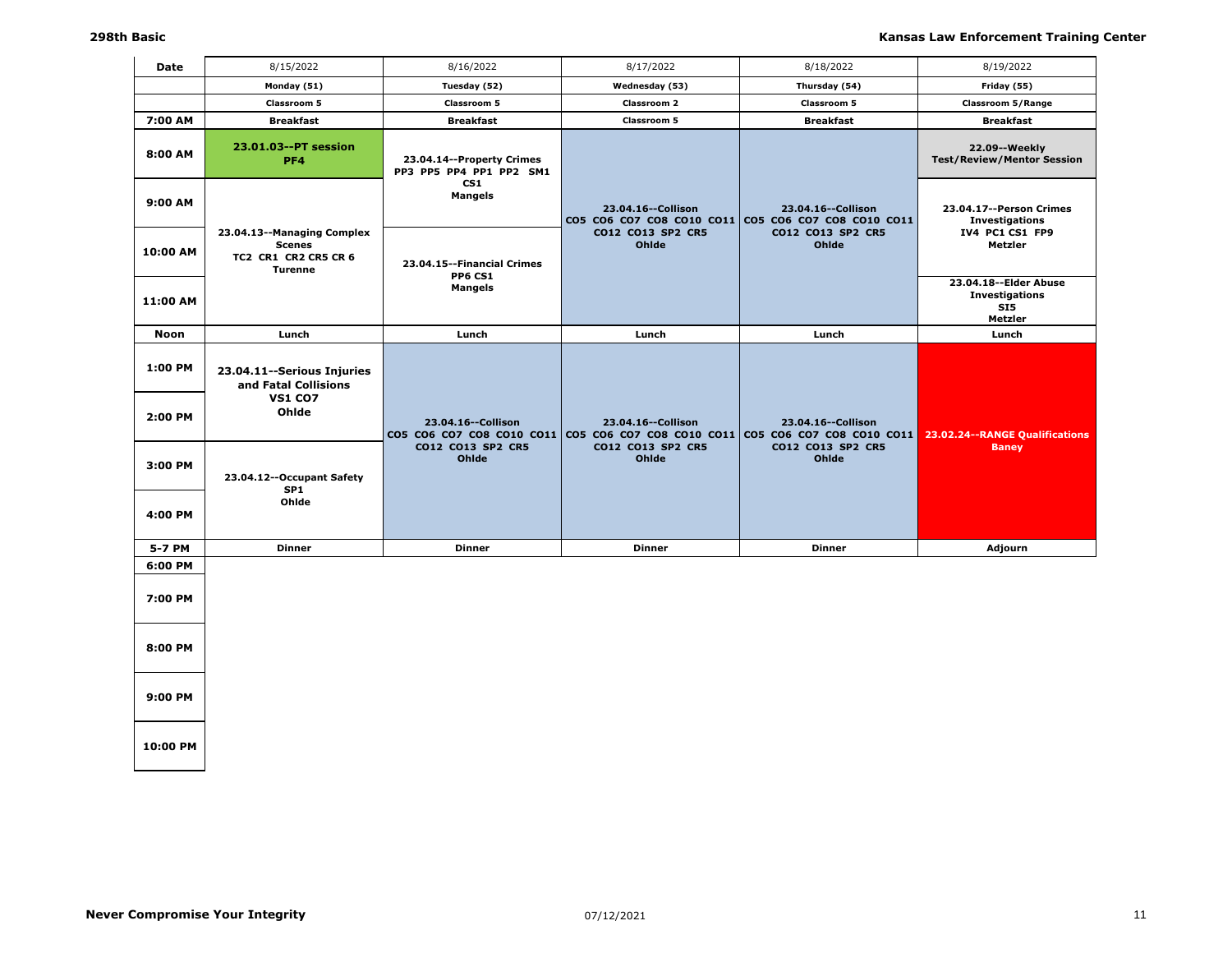| Date | 8/15/2022 | 8/16/2022 | 8/17/2022 | 8/18/2022 | 8/19/2022 |
|---|---|---|---|---|---|
| | **Monday (51)** | **Tuesday (52)** | **Wednesday (53)** | **Thursday (54)** | **Friday (55)** |
| | **Classroom 5** | **Classroom 5** | **Classroom 2** | **Classroom 5** | **Classroom 5/Range** |
| **7:00 AM** | **Breakfast** | **Breakfast** | **Classroom 5** | **Breakfast** | **Breakfast** |
| **8:00 AM** | **23.01.03--PT session PF4** | **23.04.14--Property Crimes PP3 PP5 PP4 PP1 PP2 SM1 CS1 Mangels** | **23.04.16--Collison CO5 CO6 CO7 CO8 CO10 CO11 CO12 CO13 SP2 CR5 Ohlde** | **23.04.16--Collison CO5 CO6 CO7 CO8 CO10 CO11 CO12 CO13 SP2 CR5 Ohlde** | **22.09--Weekly Test/Review/Mentor Session** |
| **9:00 AM** | **23.04.13--Managing Complex Scenes TC2 CR1 CR2 CR5 CR 6 Turenne** | | | | **23.04.17--Person Crimes Investigations IV4 PC1 CS1 FP9 Metzler** |
| **10:00 AM** | | **23.04.15--Financial Crimes PP6 CS1 Mangels** | | | |
| **11:00 AM** | | | | | **23.04.18--Elder Abuse Investigations SI5 Metzler** |
| **Noon** | **Lunch** | **Lunch** | **Lunch** | **Lunch** | **Lunch** |
| **1:00 PM** | **23.04.11--Serious Injuries and Fatal Collisions VS1 CO7 Ohlde** | **23.04.16--Collison CO5 CO6 CO7 CO8 CO10 CO11 CO12 CO13 SP2 CR5 Ohlde** | **23.04.16--Collison CO5 CO6 CO7 CO8 CO10 CO11 CO12 CO13 SP2 CR5 Ohlde** | **23.04.16--Collison CO5 CO6 CO7 CO8 CO10 CO11 CO12 CO13 SP2 CR5 Ohlde** | **23.02.24--RANGE Qualifications Baney** |
| **2:00 PM** | | | | | |
| **3:00 PM** | **23.04.12--Occupant Safety SP1 Ohlde** | | | | |
| **4:00 PM** | | | | | |
| **5-7 PM** | **Dinner** | **Dinner** | **Dinner** | **Dinner** | **Adjourn** |
| **6:00 PM** | | | | | |
| **7:00 PM** | | | | | |
| **8:00 PM** | | | | | |
| **9:00 PM** | | | | | |
| **10:00 PM** | | | | | |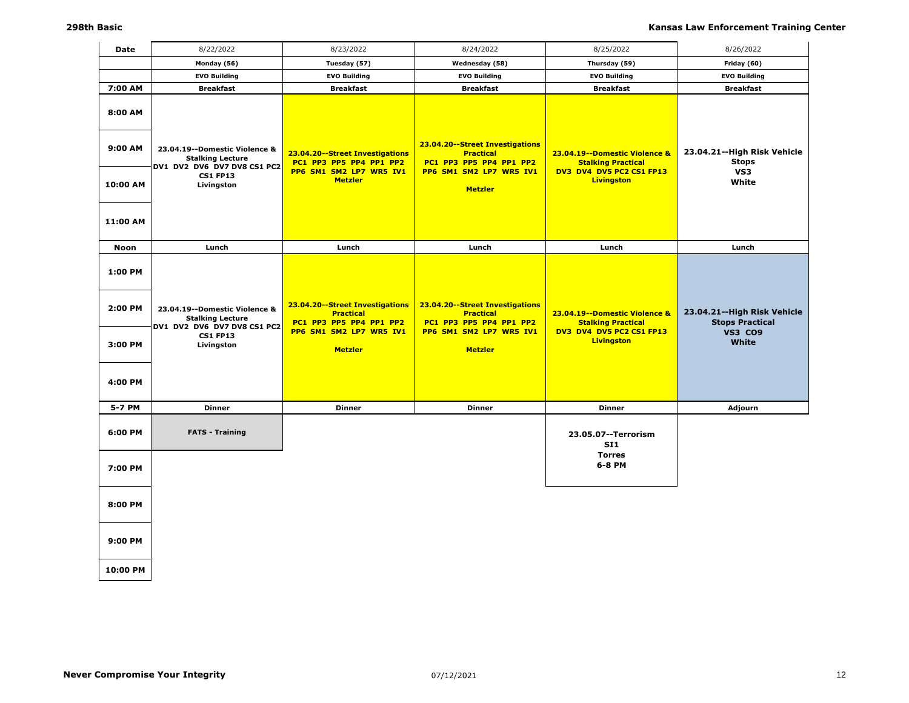| Date | 8/22/2022 | 8/23/2022 | 8/24/2022 | 8/25/2022 | 8/26/2022 |
|---|---|---|---|---|---|
| | Monday (56) | Tuesday (57) | Wednesday (58) | Thursday (59) | Friday (60) |
| | EVO Building | EVO Building | EVO Building | EVO Building | EVO Building |
| 7:00 AM | Breakfast | Breakfast | Breakfast | Breakfast | Breakfast |
| 8:00 AM – 11:00 AM | 23.04.19--Domestic Violence & Stalking Lecture DV1 DV2 DV6 DV7 DV8 CS1 PC2 CS1 FP13 Livingston | 23.04.20--Street Investigations PC1 PP3 PP5 PP4 PP1 PP2 PP6 SM1 SM2 LP7 WR5 IV1 Metzler | 23.04.20--Street Investigations Practical PC1 PP3 PP5 PP4 PP1 PP2 PP6 SM1 SM2 LP7 WR5 IV1 Metzler | 23.04.19--Domestic Violence & Stalking Practical DV3 DV4 DV5 PC2 CS1 FP13 Livingston | 23.04.21--High Risk Vehicle Stops VS3 White |
| Noon | Lunch | Lunch | Lunch | Lunch | Lunch |
| 1:00 PM – 4:00 PM | 23.04.19--Domestic Violence & Stalking Lecture DV1 DV2 DV6 DV7 DV8 CS1 PC2 CS1 FP13 Livingston | 23.04.20--Street Investigations Practical PC1 PP3 PP5 PP4 PP1 PP2 PP6 SM1 SM2 LP7 WR5 IV1 Metzler | 23.04.20--Street Investigations Practical PC1 PP3 PP5 PP4 PP1 PP2 PP6 SM1 SM2 LP7 WR5 IV1 Metzler | 23.04.19--Domestic Violence & Stalking Practical DV3 DV4 DV5 PC2 CS1 FP13 Livingston | 23.04.21--High Risk Vehicle Stops Practical VS3 CO9 White |
| 5-7 PM | Dinner | Dinner | Dinner | Dinner | Adjourn |
| 6:00 PM | FATS - Training | | | 23.05.07--Terrorism SI1 Torres 6-8 PM | |
| 7:00 PM | | | | | |
| 8:00 PM | | | | | |
| 9:00 PM | | | | | |
| 10:00 PM | | | | | |

**Never Compromise Your Integrity**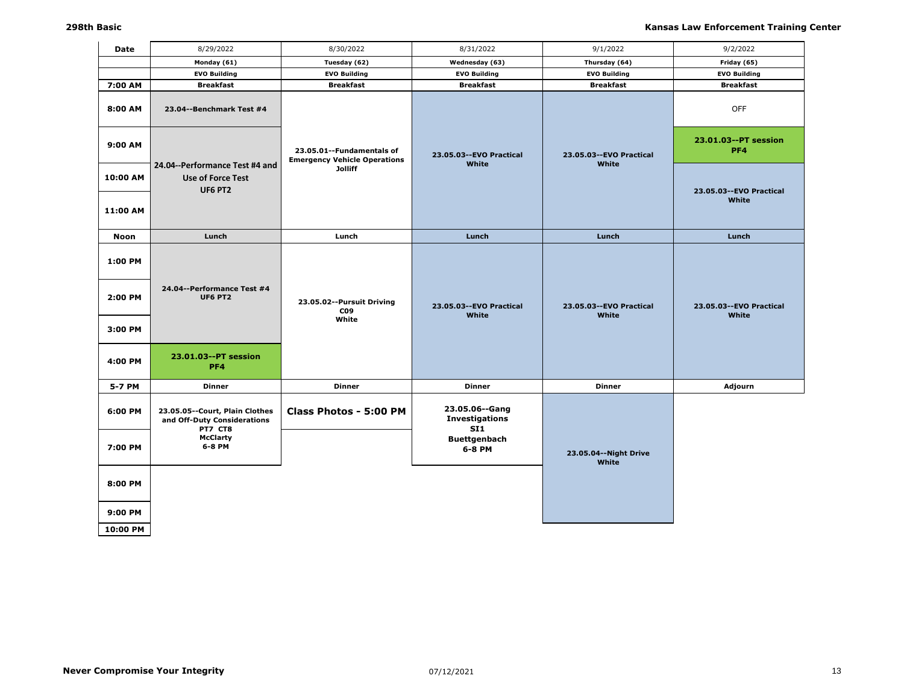| Date | 8/29/2022 | 8/30/2022 | 8/31/2022 | 9/1/2022 | 9/2/2022 |
|---|---|---|---|---|---|
| | **Monday (61)** | **Tuesday (62)** | **Wednesday (63)** | **Thursday (64)** | **Friday (65)** |
| | **EVO Building** | **EVO Building** | **EVO Building** | **EVO Building** | **EVO Building** |
| **7:00 AM** | **Breakfast** | **Breakfast** | **Breakfast** | **Breakfast** | **Breakfast** |
| **8:00 AM** | **23.04--Benchmark Test #4** | **23.05.01--Fundamentals of Emergency Vehicle Operations Jolliff** | **23.05.03--EVO Practical White** | **23.05.03--EVO Practical White** | OFF |
| **9:00 AM** | **24.04--Performance Test #4 and Use of Force Test UF6 PT2** | | | | **23.01.03--PT session PF4** |
| **10:00 AM** | | | | | **23.05.03--EVO Practical White** |
| **11:00 AM** | | | | | |
| **Noon** | **Lunch** | **Lunch** | **Lunch** | **Lunch** | **Lunch** |
| **1:00 PM** | **24.04--Performance Test #4 UF6 PT2** | **23.05.02--Pursuit Driving C09 White** | **23.05.03--EVO Practical White** | **23.05.03--EVO Practical White** | **23.05.03--EVO Practical White** |
| **2:00 PM** | | | | | |
| **3:00 PM** | | | | | |
| **4:00 PM** | **23.01.03--PT session PF4** | | | | |
| **5-7 PM** | **Dinner** | **Dinner** | **Dinner** | **Dinner** | **Adjourn** |
| **6:00 PM** | **23.05.05--Court, Plain Clothes and Off-Duty Considerations PT7 CT8 McClarty 6-8 PM** | **Class Photos - 5:00 PM** | **23.05.06--Gang Investigations SI1 Buettgenbach 6-8 PM** | **23.05.04--Night Drive White** | |
| **7:00 PM** | | | | | |
| **8:00 PM** | | | | | |
| **9:00 PM** | | | | | |
| **10:00 PM** | | | | | |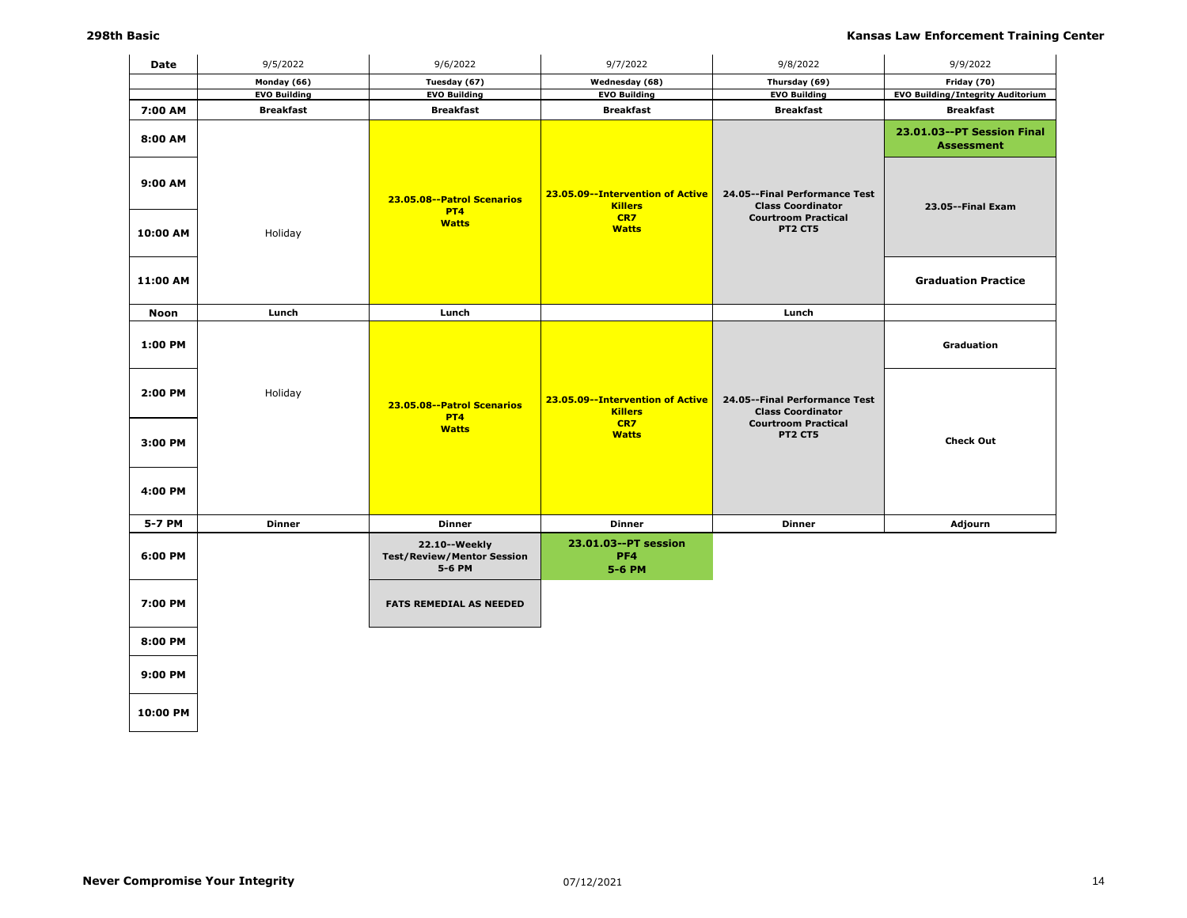| Date | 9/5/2022 | 9/6/2022 | 9/7/2022 | 9/8/2022 | 9/9/2022 |
|---|---|---|---|---|---|
| | **Monday (66)** | **Tuesday (67)** | **Wednesday (68)** | **Thursday (69)** | **Friday (70)** |
| | **EVO Building** | **EVO Building** | **EVO Building** | **EVO Building** | **EVO Building/Integrity Auditorium** |
| **7:00 AM** | **Breakfast** | **Breakfast** | **Breakfast** | **Breakfast** | **Breakfast** |
| **8:00 AM** | | | | | **23.01.03--PT Session Final Assessment** |
| **9:00 AM** | | **23.05.08--Patrol Scenarios PT4 Watts** | **23.05.09--Intervention of Active Killers CR7 Watts** | **24.05--Final Performance Test Class Coordinator Courtroom Practical PT2 CT5** | **23.05--Final Exam** |
| **10:00 AM** | Holiday | | | | |
| **11:00 AM** | | | | | **Graduation Practice** |
| **Noon** | **Lunch** | **Lunch** | | **Lunch** | |
| **1:00 PM** | | | | | **Graduation** |
| **2:00 PM** | Holiday | **23.05.08--Patrol Scenarios PT4 Watts** | **23.05.09--Intervention of Active Killers CR7 Watts** | **24.05--Final Performance Test Class Coordinator Courtroom Practical PT2 CT5** | |
| **3:00 PM** | | | | | **Check Out** |
| **4:00 PM** | | | | | |
| **5-7 PM** | **Dinner** | **Dinner** | **Dinner** | **Dinner** | **Adjourn** |
| **6:00 PM** | | **22.10--Weekly Test/Review/Mentor Session 5-6 PM** | **23.01.03--PT session PF4 5-6 PM** | | |
| **7:00 PM** | | **FATS REMEDIAL AS NEEDED** | | | |
| **8:00 PM** | | | | | |
| **9:00 PM** | | | | | |
| **10:00 PM** | | | | | |